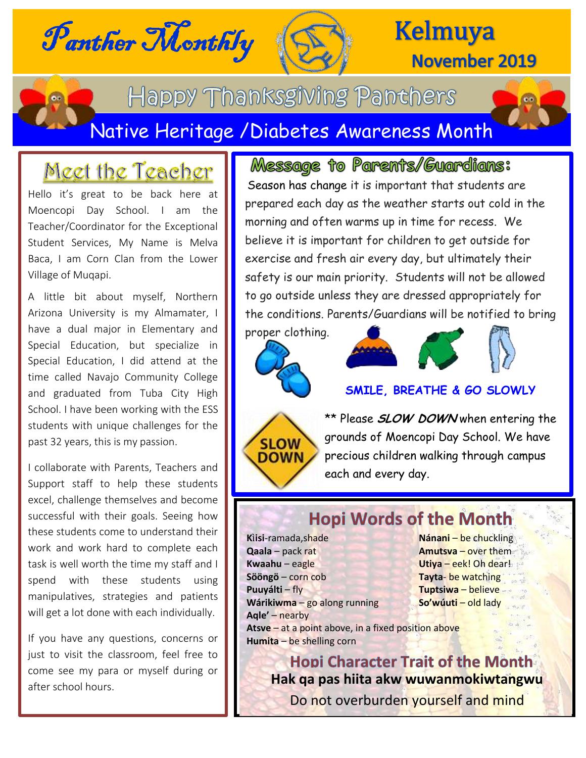# Panther Monthly

**Kelmuya**
**November 2019**

## Happy Thanksgiving Panthers

## Native Heritage /Diabetes Awareness Month

## Meet the Teacher

Hello it's great to be back here at Moencopi Day School. I am the Teacher/Coordinator for the Exceptional Student Services, My Name is Melva Baca, I am Corn Clan from the Lower Village of Muqapi.

A little bit about myself, Northern Arizona University is my Almamater, I have a dual major in Elementary and Special Education, but specialize in Special Education, I did attend at the time called Navajo Community College and graduated from Tuba City High School. I have been working with the ESS students with unique challenges for the past 32 years, this is my passion.

I collaborate with Parents, Teachers and Support staff to help these students excel, challenge themselves and become successful with their goals. Seeing how these students come to understand their work and work hard to complete each task is well worth the time my staff and I spend with these students using manipulatives, strategies and patients will get a lot done with each individually.

If you have any questions, concerns or just to visit the classroom, feel free to come see my para or myself during or after school hours.

## Message to Parents/Guardians:

Season has change it is important that students are prepared each day as the weather starts out cold in the morning and often warms up in time for recess. We believe it is important for children to get outside for exercise and fresh air every day, but ultimately their safety is our main priority. Students will not be allowed to go outside unless they are dressed appropriately for the conditions. Parents/Guardians will be notified to bring proper clothing.

**SMILE, BREATHE & GO SLOWLY**

SLOW DOWN

** Please ***SLOW DOWN*** when entering the grounds of Moencopi Day School. We have precious children walking through campus each and every day.

## Hopi Words of the Month

**Kìisi**-ramada,shade
**Qaala** – pack rat
**Kwaahu** – eagle
**Söögnö** – corn cob
**Puuyálti** – fly
**Wárikiwma** – go along running
**Aqle'** – nearby
**Atsve** – at a point above, in a fixed position above
**Humita** – be shelling corn
**Nánani** – be chuckling
**Amutsva** – over them
**Utiya** – eek! Oh dear!
**Tayta**- be watching
**Tuptsiwa** – believe
**So'wúuti** – old lady

## Hopi Character Trait of the Month

**Hak qa pas hiita akw wuwanmokiwtangwu**

Do not overburden yourself and mind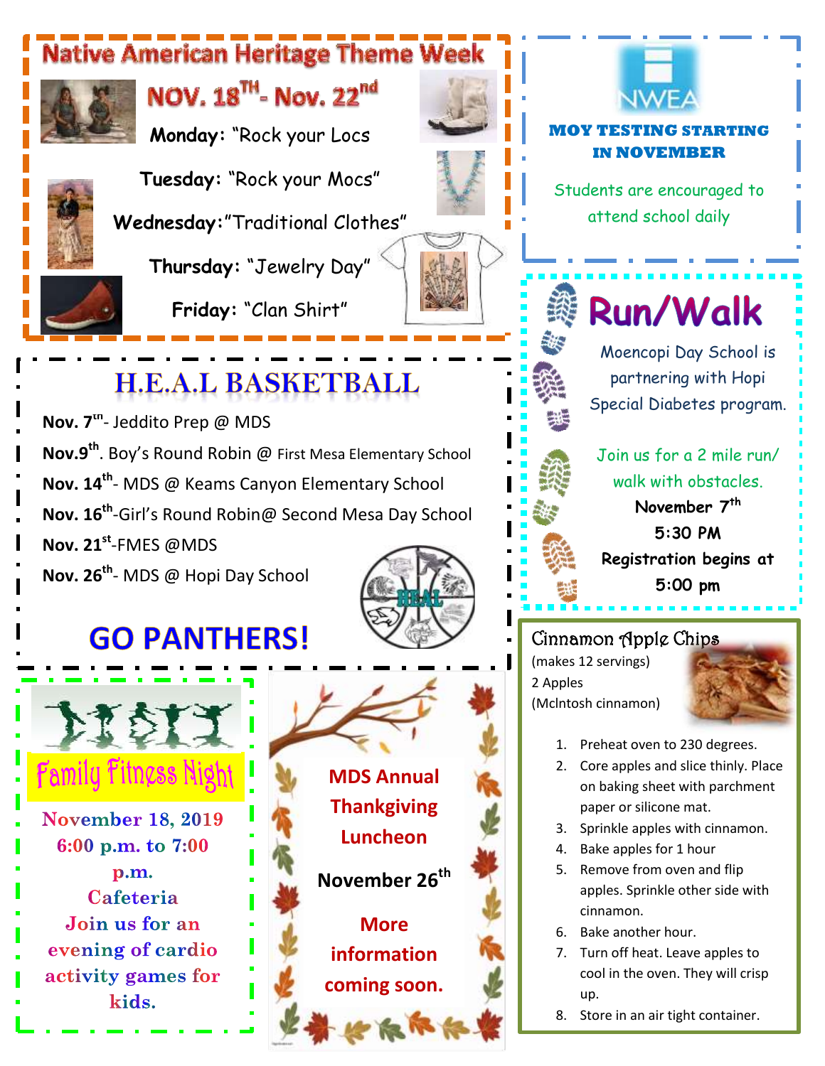## Native American Heritage Theme Week

### NOV. 18TH- Nov. 22nd

**Monday**: "Rock your Locs

**Tuesday**: "Rock your Mocs"

**Wednesday**:"Traditional Clothes"

**Thursday**: "Jewelry Day"

**Friday**: "Clan Shirt"

NWEA

**MOY TESTING STARTING IN NOVEMBER**

Students are encouraged to attend school daily

## H.E.A.L BASKETBALL

**Nov. 7th**- Jeddito Prep @ MDS

**Nov.9th**. Boy's Round Robin @ First Mesa Elementary School

**Nov. 14th**- MDS @ Keams Canyon Elementary School

**Nov. 16th**-Girl's Round Robin@ Second Mesa Day School

**Nov. 21st**-FMES @MDS

**Nov. 26th**- MDS @ Hopi Day School

HEAL

## GO PANTHERS!

## Run/Walk

Moencopi Day School is partnering with Hopi Special Diabetes program.

Join us for a 2 mile run/ walk with obstacles.

**November 7th**

**5:30 PM**

**Registration begins at 5:00 pm**

## Family Fitness Night

**November 18, 2019**

**6:00 p.m. to 7:00 p.m.**

**Cafeteria**

**Join us for an evening of cardio activity games for kids.**

**MDS Annual Thankgiving Luncheon**

**November 26th**

**More information coming soon.**

### Cinnamon Apple Chips

(makes 12 servings)

2 Apples

(McIntosh cinnamon)

1. Preheat oven to 230 degrees.
2. Core apples and slice thinly. Place on baking sheet with parchment paper or silicone mat.
3. Sprinkle apples with cinnamon.
4. Bake apples for 1 hour
5. Remove from oven and flip apples. Sprinkle other side with cinnamon.
6. Bake another hour.
7. Turn off heat. Leave apples to cool in the oven. They will crisp up.
8. Store in an air tight container.